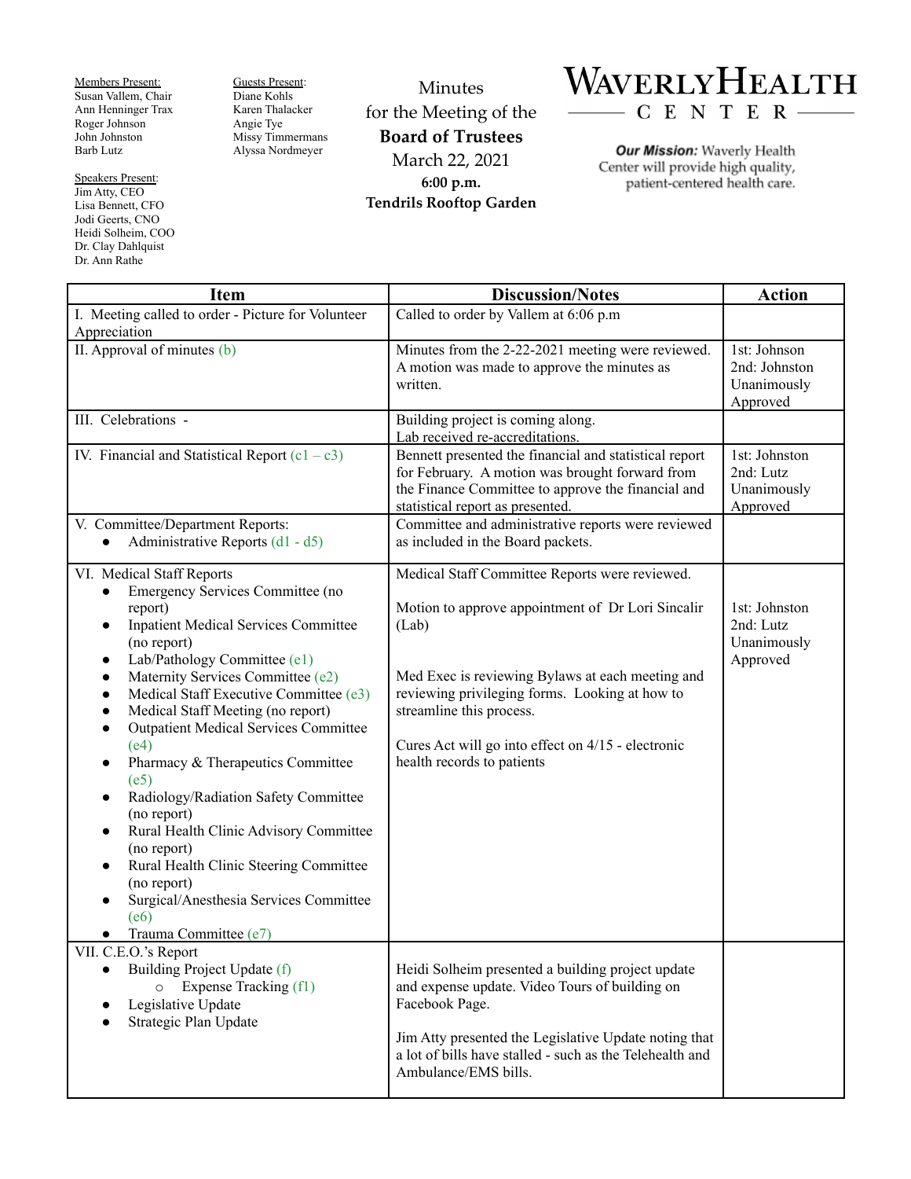**Members Present:**
Susan Vallem, Chair
Ann Henninger Trax
Roger Johnson
John Johnston
Barb Lutz

**Guests Present:**
Diane Kohls
Karen Thalacker
Angie Tye
Missy Timmermans
Alyssa Nordmeyer

**Speakers Present:**
Jim Atty, CEO
Lisa Bennett, CFO
Jodi Geerts, CNO
Heidi Solheim, COO
Dr. Clay Dahlquist
Dr. Ann Rathe

# Minutes for the Meeting of the Board of Trustees

March 22, 2021
**6:00 p.m.**
**Tendrils Rooftop Garden**

# WAVERLY HEALTH CENTER

***Our Mission:*** Waverly Health Center will provide high quality, patient-centered health care.

| Item | Discussion/Notes | Action |
|---|---|---|
| I. Meeting called to order - Picture for Volunteer Appreciation | Called to order by Vallem at 6:06 p.m | |
| II. Approval of minutes (b) | Minutes from the 2-22-2021 meeting were reviewed. A motion was made to approve the minutes as written. | 1st: Johnson<br>2nd: Johnston<br>Unanimously Approved |
| III. Celebrations - | Building project is coming along.<br>Lab received re-accreditations. | |
| IV. Financial and Statistical Report (c1 – c3) | Bennett presented the financial and statistical report for February. A motion was brought forward from the Finance Committee to approve the financial and statistical report as presented. | 1st: Johnston<br>2nd: Lutz<br>Unanimously Approved |
| V. Committee/Department Reports:<br>• Administrative Reports (d1 - d5) | Committee and administrative reports were reviewed as included in the Board packets. | |
| VI. Medical Staff Reports<br>• Emergency Services Committee (no report)<br>• Inpatient Medical Services Committee (no report)<br>• Lab/Pathology Committee (e1)<br>• Maternity Services Committee (e2)<br>• Medical Staff Executive Committee (e3)<br>• Medical Staff Meeting (no report)<br>• Outpatient Medical Services Committee (e4)<br>• Pharmacy & Therapeutics Committee (e5)<br>• Radiology/Radiation Safety Committee (no report)<br>• Rural Health Clinic Advisory Committee (no report)<br>• Rural Health Clinic Steering Committee (no report)<br>• Surgical/Anesthesia Services Committee (e6)<br>• Trauma Committee (e7) | Medical Staff Committee Reports were reviewed.<br><br>Motion to approve appointment of Dr Lori Sincalir (Lab)<br><br>Med Exec is reviewing Bylaws at each meeting and reviewing privileging forms. Looking at how to streamline this process.<br><br>Cures Act will go into effect on 4/15 - electronic health records to patients | 1st: Johnston<br>2nd: Lutz<br>Unanimously Approved |
| VII. C.E.O.'s Report<br>• Building Project Update (f)<br>  ○ Expense Tracking (f1)<br>• Legislative Update<br>• Strategic Plan Update | Heidi Solheim presented a building project update and expense update. Video Tours of building on Facebook Page.<br><br>Jim Atty presented the Legislative Update noting that a lot of bills have stalled - such as the Telehealth and Ambulance/EMS bills. | |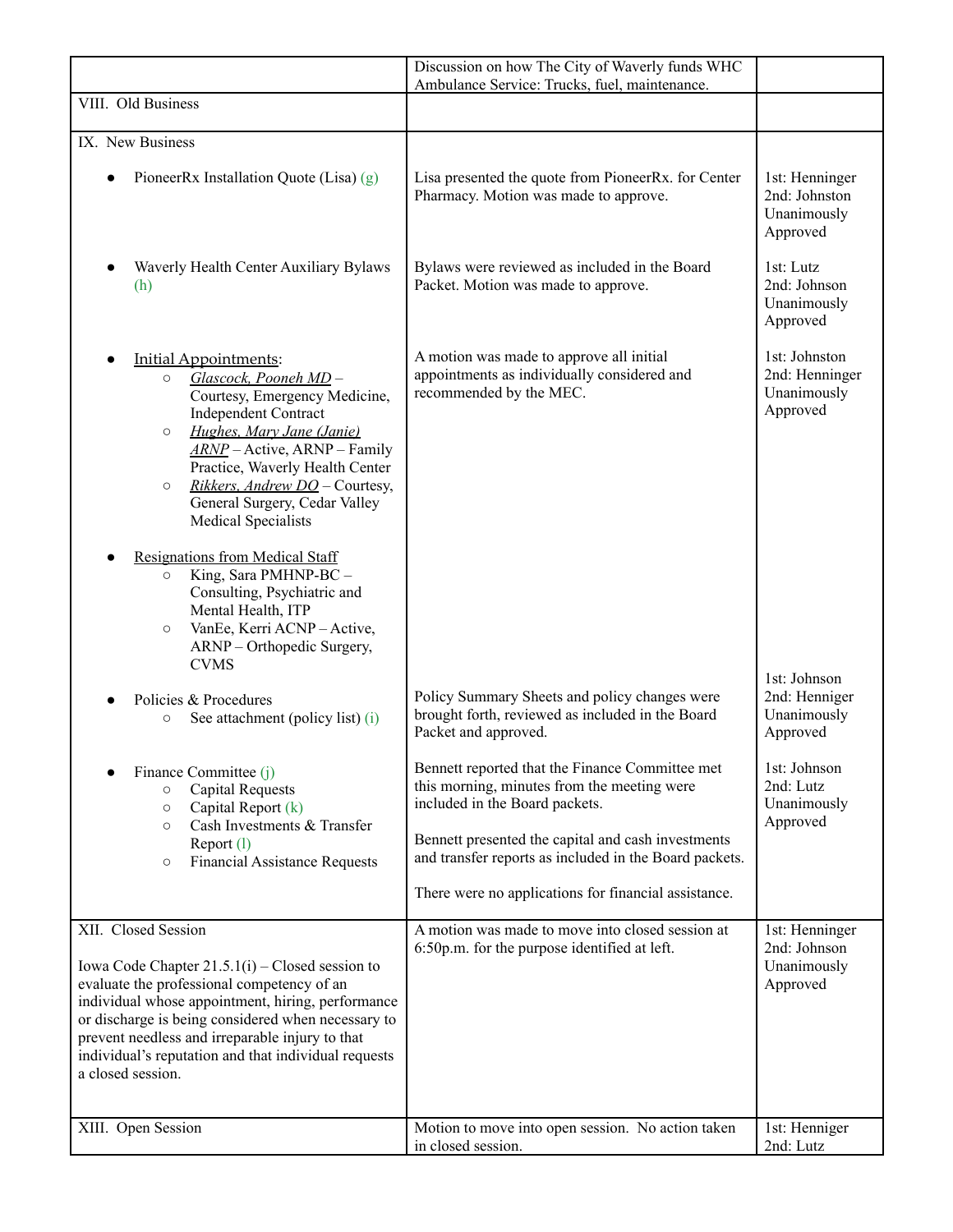| | | |
|---|---|---|
| | Discussion on how The City of Waverly funds WHC Ambulance Service: Trucks, fuel, maintenance. | |
| VIII. Old Business | | |
| IX. New Business<br><br>• PioneerRx Installation Quote (Lisa) (g) | <br><br>Lisa presented the quote from PioneerRx. for Center Pharmacy. Motion was made to approve. | <br><br>1st: Henninger<br>2nd: Johnston<br>Unanimously Approved |
| • Waverly Health Center Auxiliary Bylaws (h) | Bylaws were reviewed as included in the Board Packet. Motion was made to approve. | 1st: Lutz<br>2nd: Johnson<br>Unanimously Approved |
| • Initial Appointments:<br>○ *Glascock, Pooneh MD* – Courtesy, Emergency Medicine, Independent Contract<br>○ *Hughes, Mary Jane (Janie) ARNP* – Active, ARNP – Family Practice, Waverly Health Center<br>○ *Rikkers, Andrew DO* – Courtesy, General Surgery, Cedar Valley Medical Specialists<br><br>• Resignations from Medical Staff<br>○ King, Sara PMHNP-BC – Consulting, Psychiatric and Mental Health, ITP<br>○ VanEe, Kerri ACNP – Active, ARNP – Orthopedic Surgery, CVMS | A motion was made to approve all initial appointments as individually considered and recommended by the MEC. | 1st: Johnston<br>2nd: Henninger<br>Unanimously Approved |
| • Policies & Procedures<br>○ See attachment (policy list) (i) | Policy Summary Sheets and policy changes were brought forth, reviewed as included in the Board Packet and approved. | 1st: Johnson<br>2nd: Henniger<br>Unanimously Approved |
| • Finance Committee (j)<br>○ Capital Requests<br>○ Capital Report (k)<br>○ Cash Investments & Transfer Report (l)<br>○ Financial Assistance Requests | Bennett reported that the Finance Committee met this morning, minutes from the meeting were included in the Board packets.<br><br>Bennett presented the capital and cash investments and transfer reports as included in the Board packets.<br><br>There were no applications for financial assistance. | 1st: Johnson<br>2nd: Lutz<br>Unanimously Approved |
| XII. Closed Session<br><br>Iowa Code Chapter 21.5.1(i) – Closed session to evaluate the professional competency of an individual whose appointment, hiring, performance or discharge is being considered when necessary to prevent needless and irreparable injury to that individual's reputation and that individual requests a closed session. | A motion was made to move into closed session at 6:50p.m. for the purpose identified at left. | 1st: Henninger<br>2nd: Johnson<br>Unanimously Approved |
| XIII. Open Session | Motion to move into open session. No action taken in closed session. | 1st: Henniger<br>2nd: Lutz |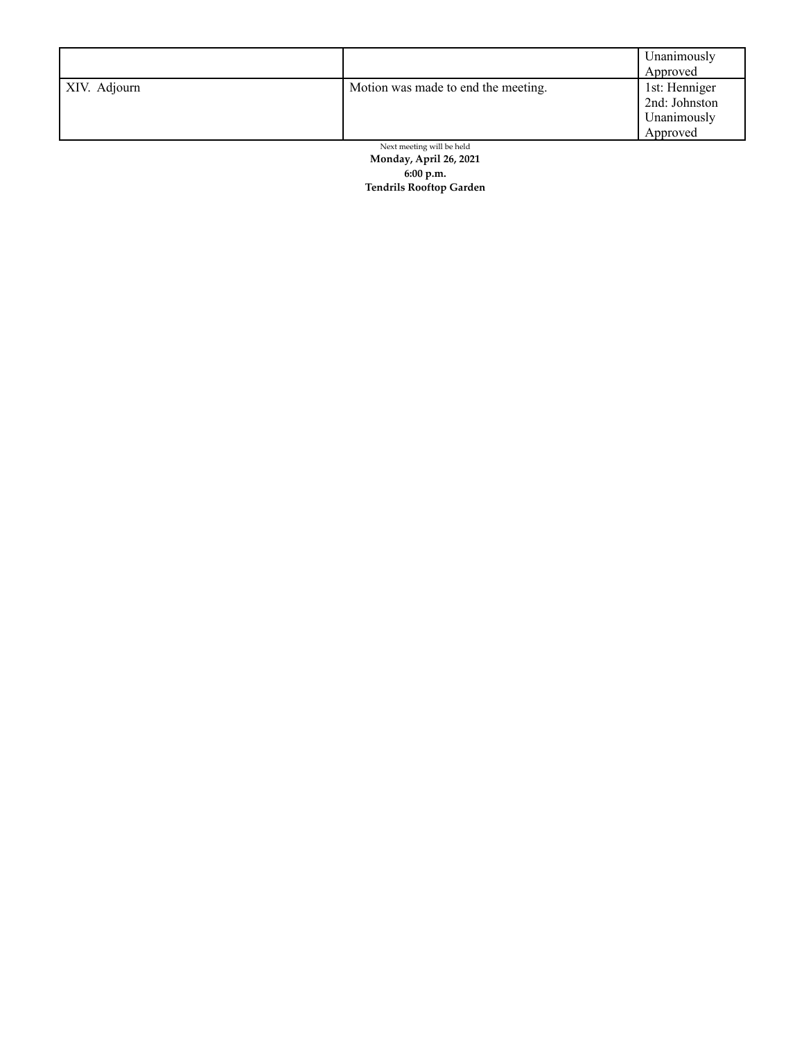| | | |
|---|---|---|
| | | Unanimously Approved |
| XIV. Adjourn | Motion was made to end the meeting. | 1st: Henniger<br>2nd: Johnston<br>Unanimously Approved |

Next meeting will be held

**Monday, April 26, 2021**

**6:00 p.m.**

**Tendrils Rooftop Garden**